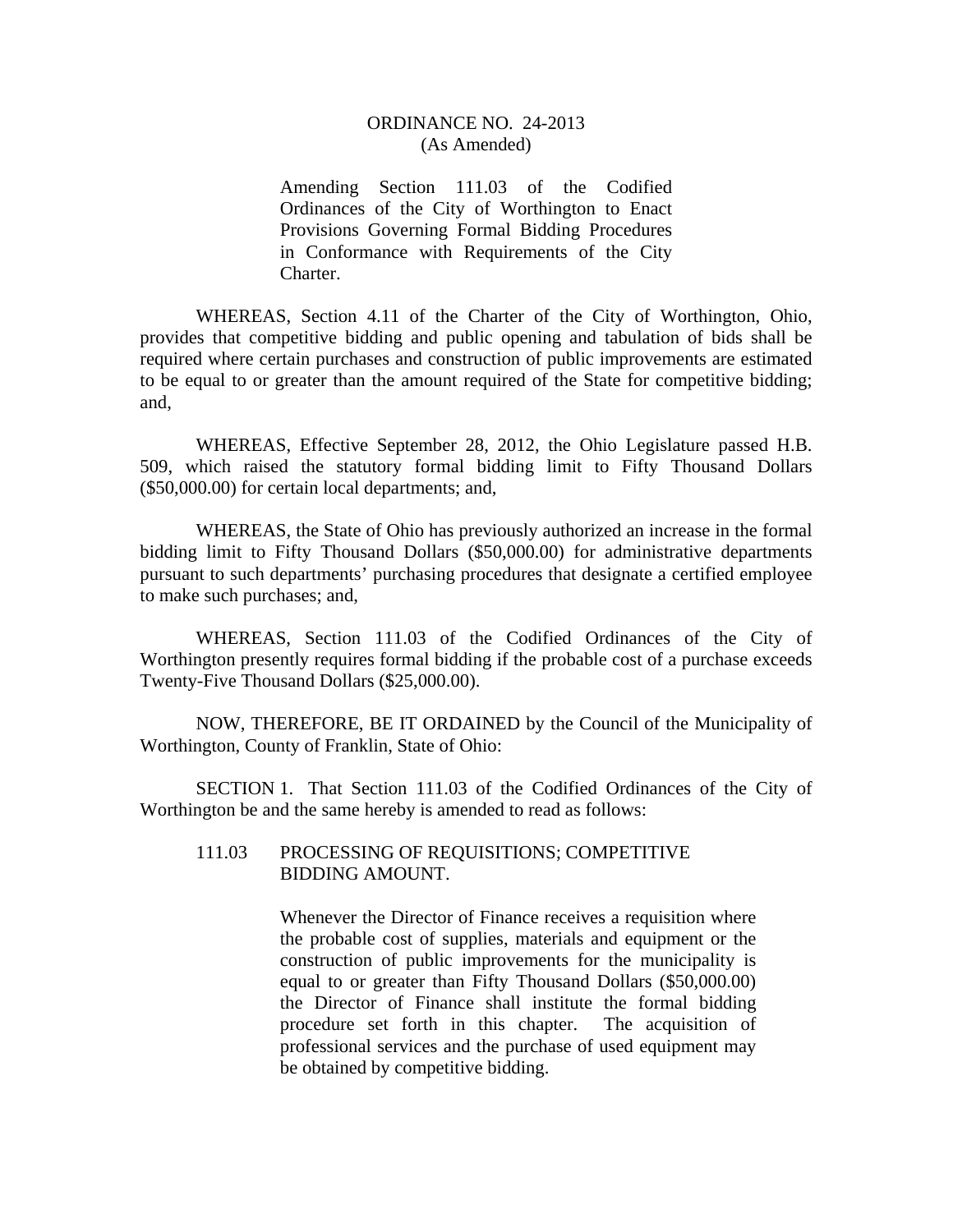# ORDINANCE NO. 24-2013
(As Amended)

Amending Section 111.03 of the Codified Ordinances of the City of Worthington to Enact Provisions Governing Formal Bidding Procedures in Conformance with Requirements of the City Charter.

WHEREAS, Section 4.11 of the Charter of the City of Worthington, Ohio, provides that competitive bidding and public opening and tabulation of bids shall be required where certain purchases and construction of public improvements are estimated to be equal to or greater than the amount required of the State for competitive bidding; and,

WHEREAS, Effective September 28, 2012, the Ohio Legislature passed H.B. 509, which raised the statutory formal bidding limit to Fifty Thousand Dollars ($50,000.00) for certain local departments; and,

WHEREAS, the State of Ohio has previously authorized an increase in the formal bidding limit to Fifty Thousand Dollars ($50,000.00) for administrative departments pursuant to such departments' purchasing procedures that designate a certified employee to make such purchases; and,

WHEREAS, Section 111.03 of the Codified Ordinances of the City of Worthington presently requires formal bidding if the probable cost of a purchase exceeds Twenty-Five Thousand Dollars ($25,000.00).

NOW, THEREFORE, BE IT ORDAINED by the Council of the Municipality of Worthington, County of Franklin, State of Ohio:

SECTION 1. That Section 111.03 of the Codified Ordinances of the City of Worthington be and the same hereby is amended to read as follows:

111.03 PROCESSING OF REQUISITIONS; COMPETITIVE BIDDING AMOUNT.

Whenever the Director of Finance receives a requisition where the probable cost of supplies, materials and equipment or the construction of public improvements for the municipality is equal to or greater than Fifty Thousand Dollars ($50,000.00) the Director of Finance shall institute the formal bidding procedure set forth in this chapter. The acquisition of professional services and the purchase of used equipment may be obtained by competitive bidding.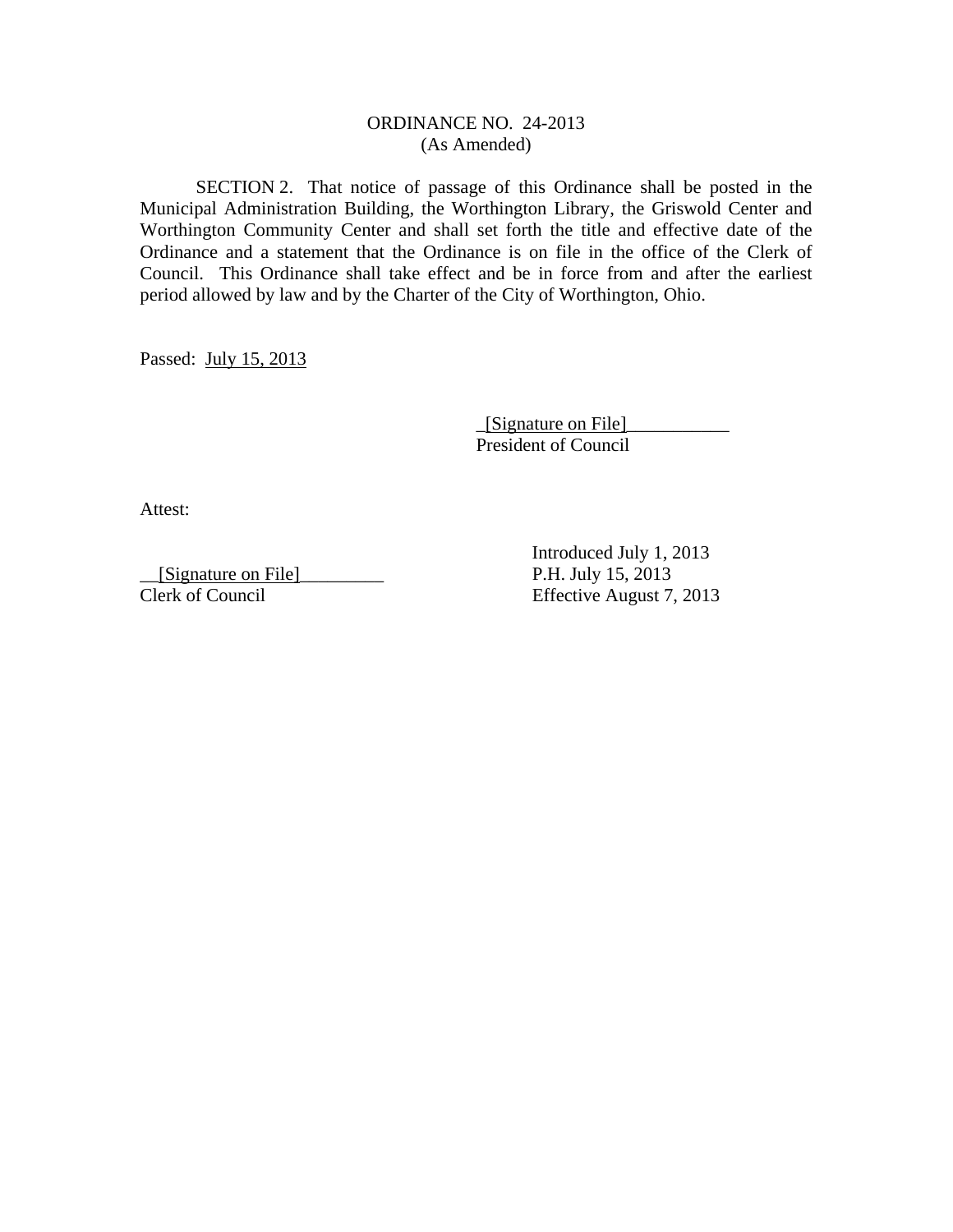ORDINANCE NO. 24-2013
(As Amended)

SECTION 2. That notice of passage of this Ordinance shall be posted in the Municipal Administration Building, the Worthington Library, the Griswold Center and Worthington Community Center and shall set forth the title and effective date of the Ordinance and a statement that the Ordinance is on file in the office of the Clerk of Council. This Ordinance shall take effect and be in force from and after the earliest period allowed by law and by the Charter of the City of Worthington, Ohio.

Passed: July 15, 2013

_[Signature on File]___________
President of Council

Attest:

__[Signature on File]_________
Clerk of Council

Introduced July 1, 2013
P.H. July 15, 2013
Effective August 7, 2013